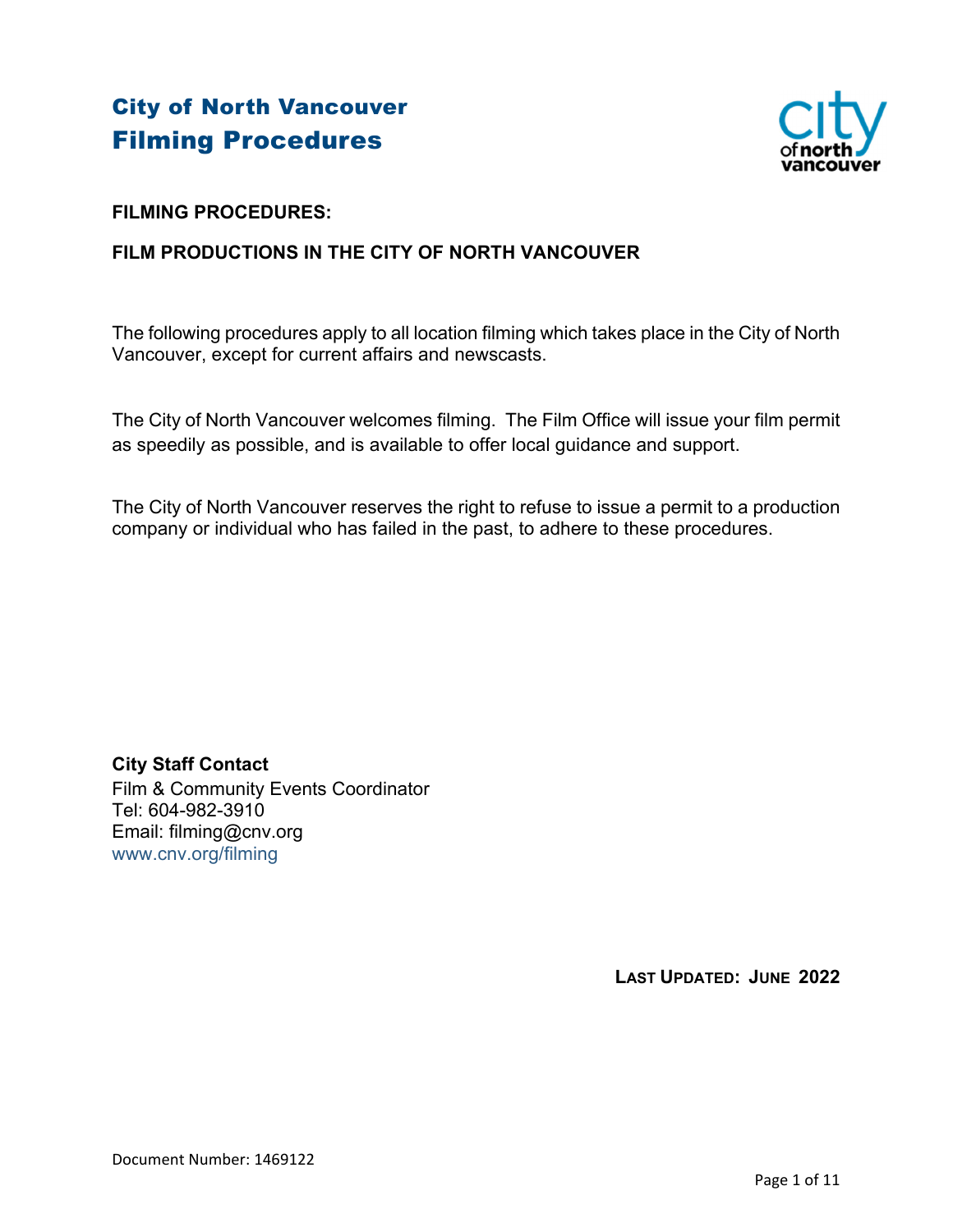# City of North Vancouver
# Filming Procedures

**FILMING PROCEDURES:**

**FILM PRODUCTIONS IN THE CITY OF NORTH VANCOUVER**

The following procedures apply to all location filming which takes place in the City of North Vancouver, except for current affairs and newscasts.

The City of North Vancouver welcomes filming. The Film Office will issue your film permit as speedily as possible, and is available to offer local guidance and support.

The City of North Vancouver reserves the right to refuse to issue a permit to a production company or individual who has failed in the past, to adhere to these procedures.

**City Staff Contact**
Film & Community Events Coordinator
Tel: 604-982-3910
Email: filming@cnv.org
www.cnv.org/filming

**LAST UPDATED: JUNE 2022**

Document Number: 1469122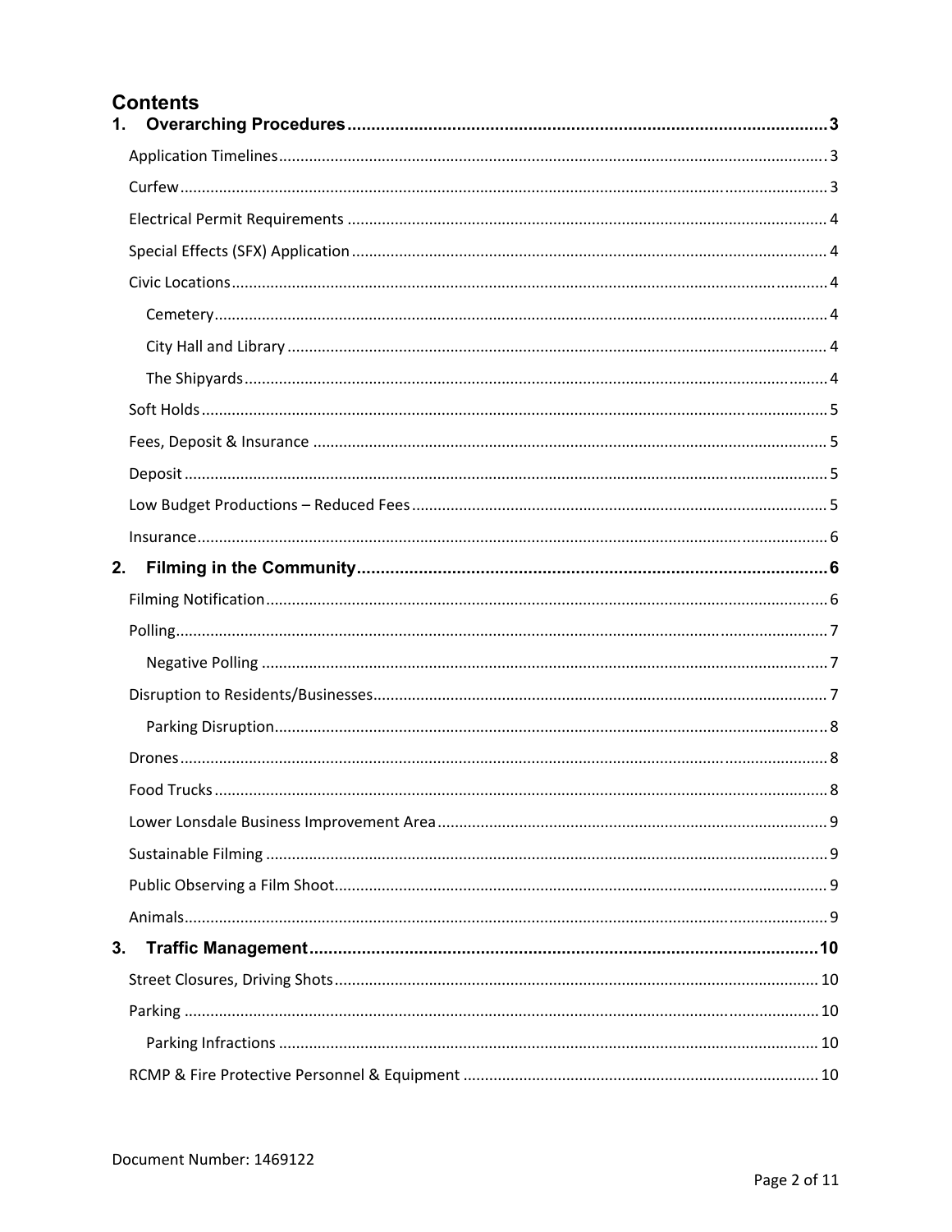# Contents

**1. Overarching Procedures** .......... 3

- Application Timelines .......... 3
- Curfew .......... 3
- Electrical Permit Requirements .......... 4
- Special Effects (SFX) Application .......... 4
- Civic Locations .......... 4
  - Cemetery .......... 4
  - City Hall and Library .......... 4
  - The Shipyards .......... 4
- Soft Holds .......... 5
- Fees, Deposit & Insurance .......... 5
- Deposit .......... 5
- Low Budget Productions – Reduced Fees .......... 5
- Insurance .......... 6

**2. Filming in the Community** .......... 6

- Filming Notification .......... 6
- Polling .......... 7
  - Negative Polling .......... 7
- Disruption to Residents/Businesses .......... 7
  - Parking Disruption .......... 8
- Drones .......... 8
- Food Trucks .......... 8
- Lower Lonsdale Business Improvement Area .......... 9
- Sustainable Filming .......... 9
- Public Observing a Film Shoot .......... 9
- Animals .......... 9

**3. Traffic Management** .......... 10

- Street Closures, Driving Shots .......... 10
- Parking .......... 10
  - Parking Infractions .......... 10
- RCMP & Fire Protective Personnel & Equipment .......... 10

Document Number: 1469122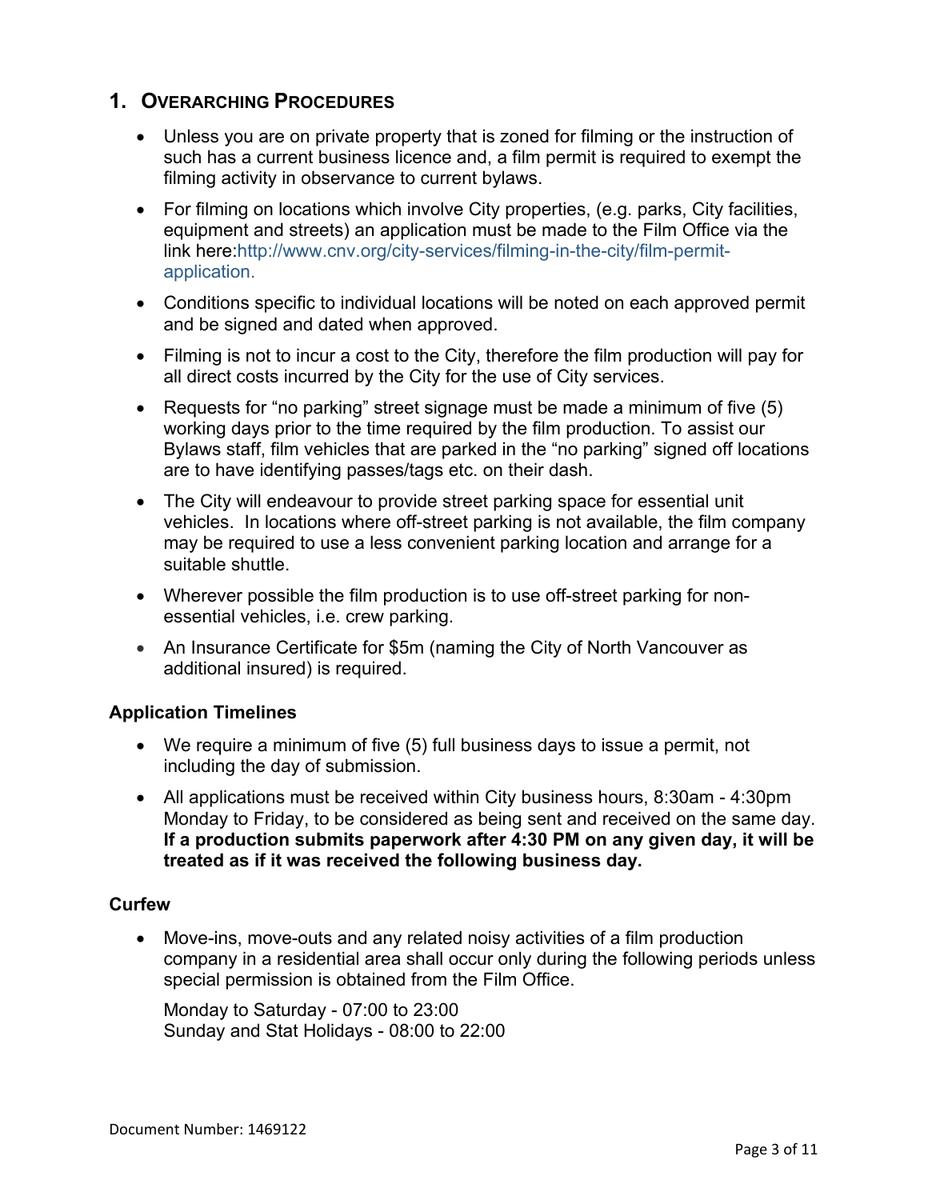## 1. Overarching Procedures

- Unless you are on private property that is zoned for filming or the instruction of such has a current business licence and, a film permit is required to exempt the filming activity in observance to current bylaws.
- For filming on locations which involve City properties, (e.g. parks, City facilities, equipment and streets) an application must be made to the Film Office via the link here:http://www.cnv.org/city-services/filming-in-the-city/film-permit-application.
- Conditions specific to individual locations will be noted on each approved permit and be signed and dated when approved.
- Filming is not to incur a cost to the City, therefore the film production will pay for all direct costs incurred by the City for the use of City services.
- Requests for "no parking" street signage must be made a minimum of five (5) working days prior to the time required by the film production. To assist our Bylaws staff, film vehicles that are parked in the "no parking" signed off locations are to have identifying passes/tags etc. on their dash.
- The City will endeavour to provide street parking space for essential unit vehicles. In locations where off-street parking is not available, the film company may be required to use a less convenient parking location and arrange for a suitable shuttle.
- Wherever possible the film production is to use off-street parking for non-essential vehicles, i.e. crew parking.
- An Insurance Certificate for $5m (naming the City of North Vancouver as additional insured) is required.

### Application Timelines

- We require a minimum of five (5) full business days to issue a permit, not including the day of submission.
- All applications must be received within City business hours, 8:30am - 4:30pm Monday to Friday, to be considered as being sent and received on the same day. **If a production submits paperwork after 4:30 PM on any given day, it will be treated as if it was received the following business day.**

### Curfew

- Move-ins, move-outs and any related noisy activities of a film production company in a residential area shall occur only during the following periods unless special permission is obtained from the Film Office.

  Monday to Saturday - 07:00 to 23:00
  Sunday and Stat Holidays - 08:00 to 22:00

Document Number: 1469122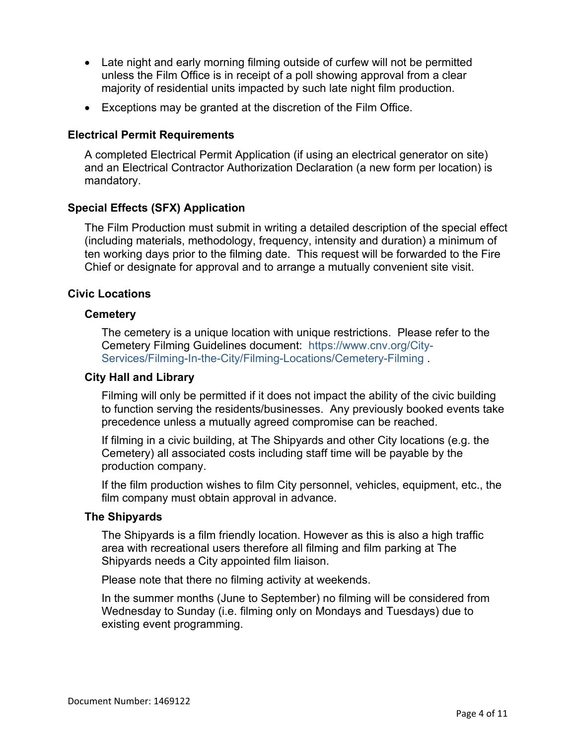- Late night and early morning filming outside of curfew will not be permitted unless the Film Office is in receipt of a poll showing approval from a clear majority of residential units impacted by such late night film production.
- Exceptions may be granted at the discretion of the Film Office.

### Electrical Permit Requirements

A completed Electrical Permit Application (if using an electrical generator on site) and an Electrical Contractor Authorization Declaration (a new form per location) is mandatory.

### Special Effects (SFX) Application

The Film Production must submit in writing a detailed description of the special effect (including materials, methodology, frequency, intensity and duration) a minimum of ten working days prior to the filming date. This request will be forwarded to the Fire Chief or designate for approval and to arrange a mutually convenient site visit.

### Civic Locations

#### Cemetery

The cemetery is a unique location with unique restrictions. Please refer to the Cemetery Filming Guidelines document: https://www.cnv.org/City-Services/Filming-In-the-City/Filming-Locations/Cemetery-Filming .

#### City Hall and Library

Filming will only be permitted if it does not impact the ability of the civic building to function serving the residents/businesses. Any previously booked events take precedence unless a mutually agreed compromise can be reached.

If filming in a civic building, at The Shipyards and other City locations (e.g. the Cemetery) all associated costs including staff time will be payable by the production company.

If the film production wishes to film City personnel, vehicles, equipment, etc., the film company must obtain approval in advance.

#### The Shipyards

The Shipyards is a film friendly location. However as this is also a high traffic area with recreational users therefore all filming and film parking at The Shipyards needs a City appointed film liaison.

Please note that there no filming activity at weekends.

In the summer months (June to September) no filming will be considered from Wednesday to Sunday (i.e. filming only on Mondays and Tuesdays) due to existing event programming.

Document Number: 1469122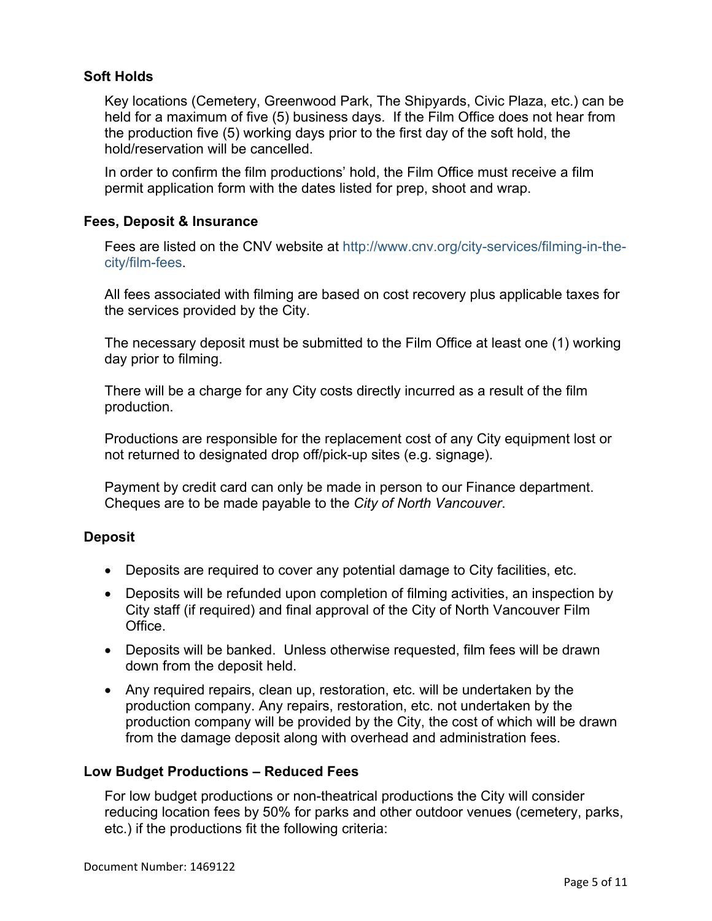### Soft Holds

Key locations (Cemetery, Greenwood Park, The Shipyards, Civic Plaza, etc.) can be held for a maximum of five (5) business days. If the Film Office does not hear from the production five (5) working days prior to the first day of the soft hold, the hold/reservation will be cancelled.

In order to confirm the film productions' hold, the Film Office must receive a film permit application form with the dates listed for prep, shoot and wrap.

### Fees, Deposit & Insurance

Fees are listed on the CNV website at http://www.cnv.org/city-services/filming-in-the-city/film-fees.

All fees associated with filming are based on cost recovery plus applicable taxes for the services provided by the City.

The necessary deposit must be submitted to the Film Office at least one (1) working day prior to filming.

There will be a charge for any City costs directly incurred as a result of the film production.

Productions are responsible for the replacement cost of any City equipment lost or not returned to designated drop off/pick-up sites (e.g. signage).

Payment by credit card can only be made in person to our Finance department. Cheques are to be made payable to the *City of North Vancouver*.

### Deposit

- Deposits are required to cover any potential damage to City facilities, etc.
- Deposits will be refunded upon completion of filming activities, an inspection by City staff (if required) and final approval of the City of North Vancouver Film Office.
- Deposits will be banked. Unless otherwise requested, film fees will be drawn down from the deposit held.
- Any required repairs, clean up, restoration, etc. will be undertaken by the production company. Any repairs, restoration, etc. not undertaken by the production company will be provided by the City, the cost of which will be drawn from the damage deposit along with overhead and administration fees.

### Low Budget Productions – Reduced Fees

For low budget productions or non-theatrical productions the City will consider reducing location fees by 50% for parks and other outdoor venues (cemetery, parks, etc.) if the productions fit the following criteria:

Document Number: 1469122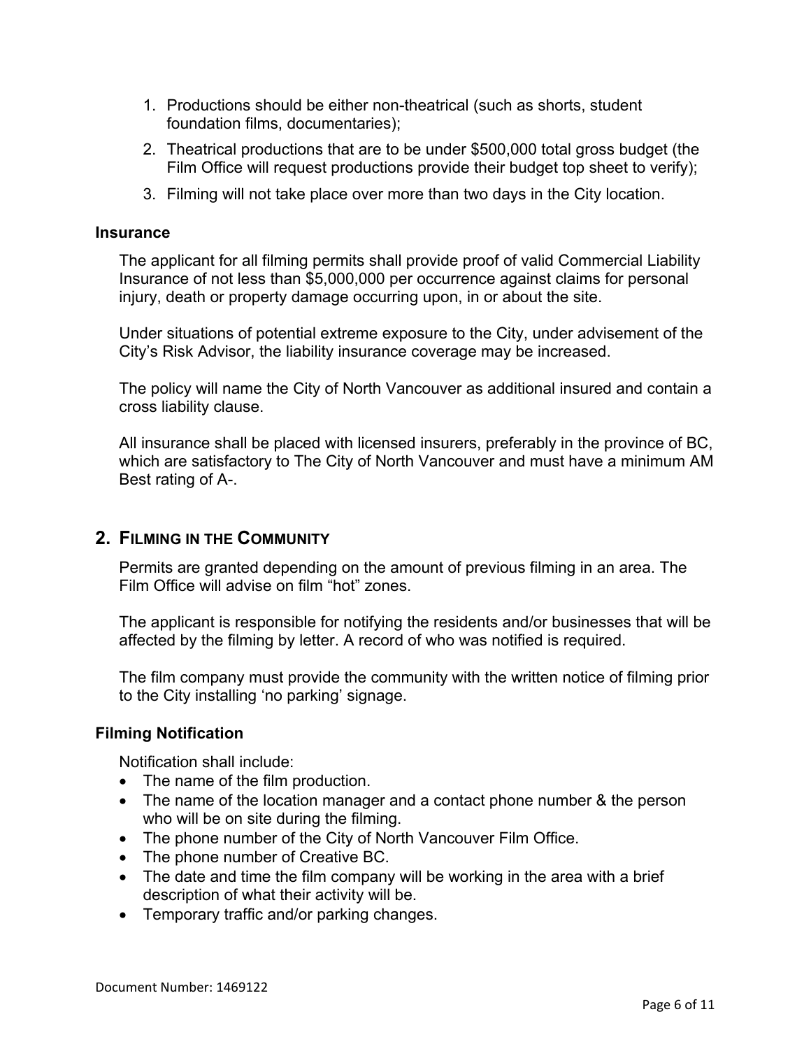1. Productions should be either non-theatrical (such as shorts, student foundation films, documentaries);
2. Theatrical productions that are to be under $500,000 total gross budget (the Film Office will request productions provide their budget top sheet to verify);
3. Filming will not take place over more than two days in the City location.

### Insurance

The applicant for all filming permits shall provide proof of valid Commercial Liability Insurance of not less than $5,000,000 per occurrence against claims for personal injury, death or property damage occurring upon, in or about the site.

Under situations of potential extreme exposure to the City, under advisement of the City's Risk Advisor, the liability insurance coverage may be increased.

The policy will name the City of North Vancouver as additional insured and contain a cross liability clause.

All insurance shall be placed with licensed insurers, preferably in the province of BC, which are satisfactory to The City of North Vancouver and must have a minimum AM Best rating of A-.

## 2. Filming in the Community

Permits are granted depending on the amount of previous filming in an area. The Film Office will advise on film "hot" zones.

The applicant is responsible for notifying the residents and/or businesses that will be affected by the filming by letter. A record of who was notified is required.

The film company must provide the community with the written notice of filming prior to the City installing 'no parking' signage.

### Filming Notification

Notification shall include:

- The name of the film production.
- The name of the location manager and a contact phone number & the person who will be on site during the filming.
- The phone number of the City of North Vancouver Film Office.
- The phone number of Creative BC.
- The date and time the film company will be working in the area with a brief description of what their activity will be.
- Temporary traffic and/or parking changes.

Document Number: 1469122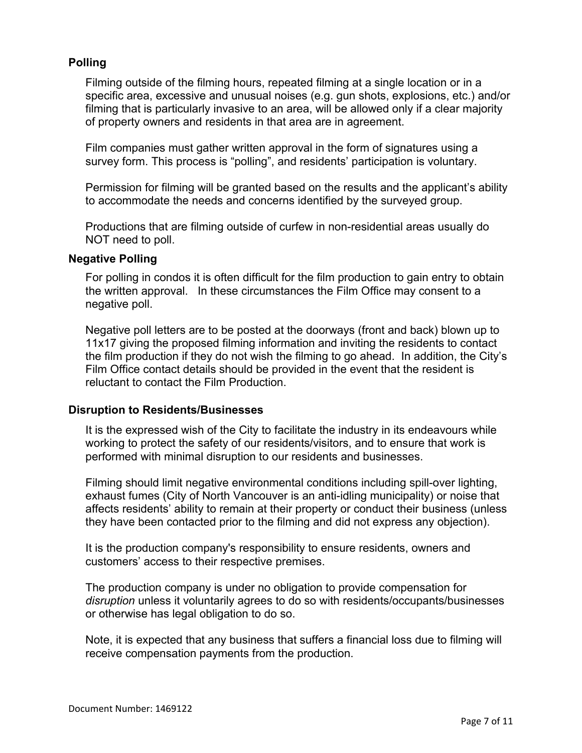### Polling

Filming outside of the filming hours, repeated filming at a single location or in a specific area, excessive and unusual noises (e.g. gun shots, explosions, etc.) and/or filming that is particularly invasive to an area, will be allowed only if a clear majority of property owners and residents in that area are in agreement.

Film companies must gather written approval in the form of signatures using a survey form. This process is "polling", and residents' participation is voluntary.

Permission for filming will be granted based on the results and the applicant's ability to accommodate the needs and concerns identified by the surveyed group.

Productions that are filming outside of curfew in non-residential areas usually do NOT need to poll.

### Negative Polling

For polling in condos it is often difficult for the film production to gain entry to obtain the written approval. In these circumstances the Film Office may consent to a negative poll.

Negative poll letters are to be posted at the doorways (front and back) blown up to 11x17 giving the proposed filming information and inviting the residents to contact the film production if they do not wish the filming to go ahead. In addition, the City's Film Office contact details should be provided in the event that the resident is reluctant to contact the Film Production.

### Disruption to Residents/Businesses

It is the expressed wish of the City to facilitate the industry in its endeavours while working to protect the safety of our residents/visitors, and to ensure that work is performed with minimal disruption to our residents and businesses.

Filming should limit negative environmental conditions including spill-over lighting, exhaust fumes (City of North Vancouver is an anti-idling municipality) or noise that affects residents' ability to remain at their property or conduct their business (unless they have been contacted prior to the filming and did not express any objection).

It is the production company's responsibility to ensure residents, owners and customers' access to their respective premises.

The production company is under no obligation to provide compensation for *disruption* unless it voluntarily agrees to do so with residents/occupants/businesses or otherwise has legal obligation to do so.

Note, it is expected that any business that suffers a financial loss due to filming will receive compensation payments from the production.

Document Number: 1469122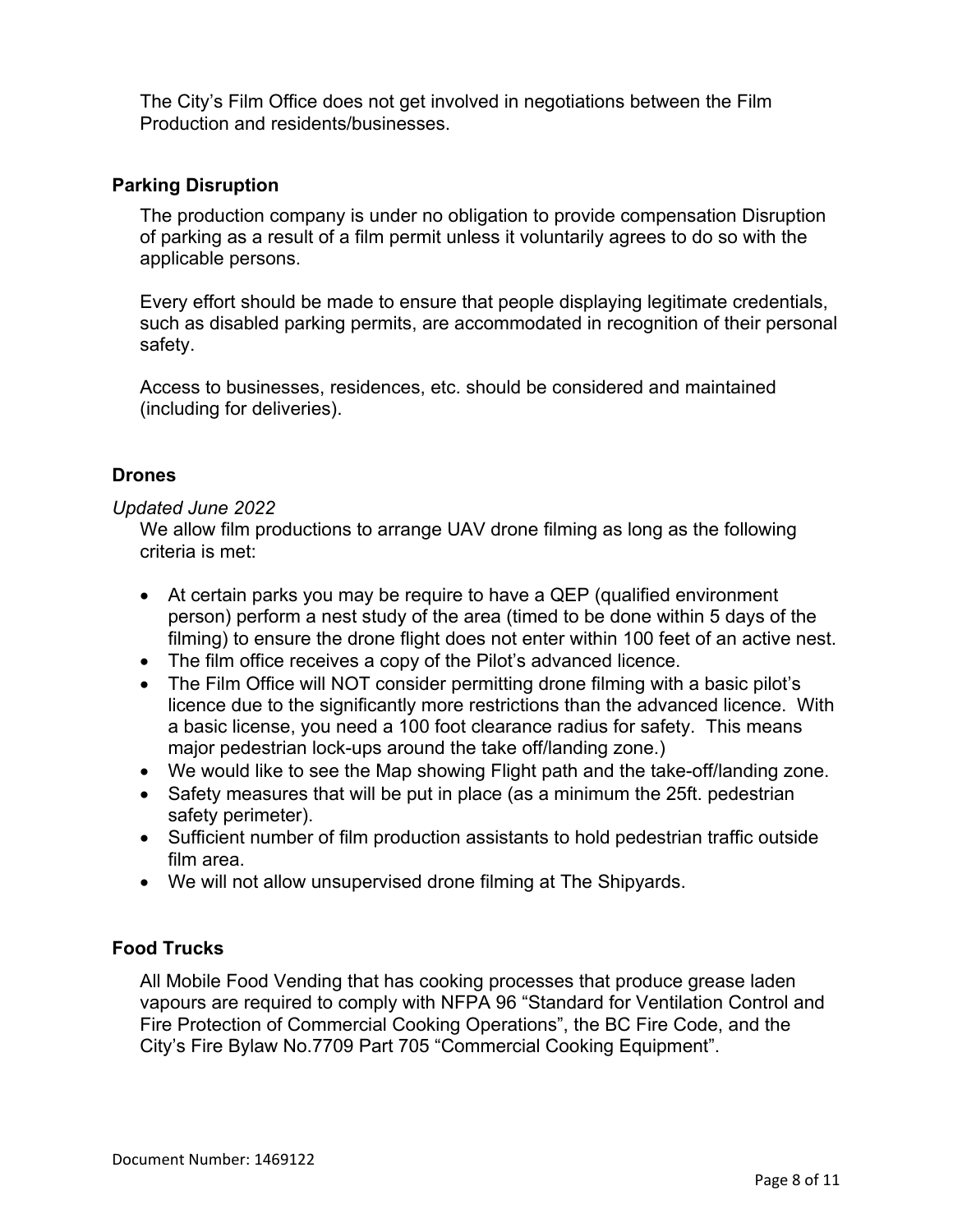The City's Film Office does not get involved in negotiations between the Film Production and residents/businesses.

### Parking Disruption

The production company is under no obligation to provide compensation Disruption of parking as a result of a film permit unless it voluntarily agrees to do so with the applicable persons.

Every effort should be made to ensure that people displaying legitimate credentials, such as disabled parking permits, are accommodated in recognition of their personal safety.

Access to businesses, residences, etc. should be considered and maintained (including for deliveries).

### Drones

*Updated June 2022*

We allow film productions to arrange UAV drone filming as long as the following criteria is met:

- At certain parks you may be require to have a QEP (qualified environment person) perform a nest study of the area (timed to be done within 5 days of the filming) to ensure the drone flight does not enter within 100 feet of an active nest.
- The film office receives a copy of the Pilot's advanced licence.
- The Film Office will NOT consider permitting drone filming with a basic pilot's licence due to the significantly more restrictions than the advanced licence. With a basic license, you need a 100 foot clearance radius for safety. This means major pedestrian lock-ups around the take off/landing zone.)
- We would like to see the Map showing Flight path and the take-off/landing zone.
- Safety measures that will be put in place (as a minimum the 25ft. pedestrian safety perimeter).
- Sufficient number of film production assistants to hold pedestrian traffic outside film area.
- We will not allow unsupervised drone filming at The Shipyards.

### Food Trucks

All Mobile Food Vending that has cooking processes that produce grease laden vapours are required to comply with NFPA 96 "Standard for Ventilation Control and Fire Protection of Commercial Cooking Operations", the BC Fire Code, and the City's Fire Bylaw No.7709 Part 705 "Commercial Cooking Equipment".

Document Number: 1469122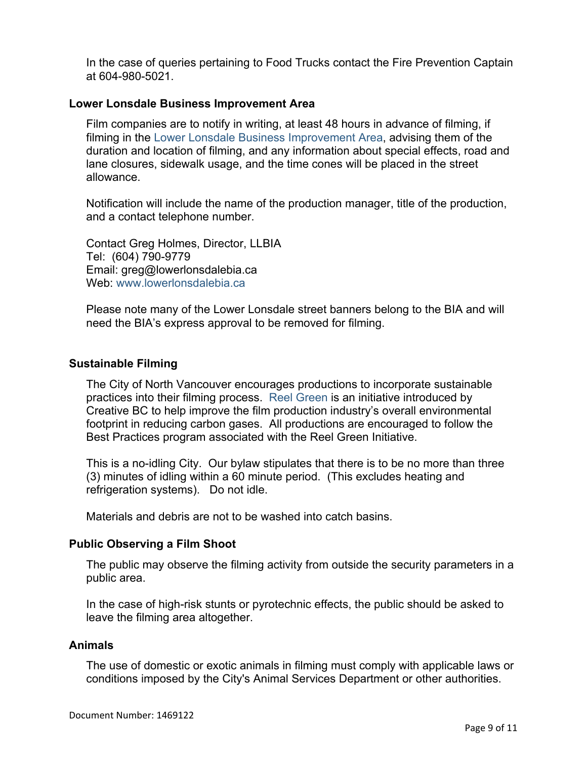In the case of queries pertaining to Food Trucks contact the Fire Prevention Captain at 604-980-5021.

### Lower Lonsdale Business Improvement Area

Film companies are to notify in writing, at least 48 hours in advance of filming, if filming in the Lower Lonsdale Business Improvement Area, advising them of the duration and location of filming, and any information about special effects, road and lane closures, sidewalk usage, and the time cones will be placed in the street allowance.

Notification will include the name of the production manager, title of the production, and a contact telephone number.

Contact Greg Holmes, Director, LLBIA  
Tel: (604) 790-9779  
Email: greg@lowerlonsdalebia.ca  
Web: www.lowerlonsdalebia.ca

Please note many of the Lower Lonsdale street banners belong to the BIA and will need the BIA's express approval to be removed for filming.

### Sustainable Filming

The City of North Vancouver encourages productions to incorporate sustainable practices into their filming process. Reel Green is an initiative introduced by Creative BC to help improve the film production industry's overall environmental footprint in reducing carbon gases. All productions are encouraged to follow the Best Practices program associated with the Reel Green Initiative.

This is a no-idling City. Our bylaw stipulates that there is to be no more than three (3) minutes of idling within a 60 minute period. (This excludes heating and refrigeration systems). Do not idle.

Materials and debris are not to be washed into catch basins.

### Public Observing a Film Shoot

The public may observe the filming activity from outside the security parameters in a public area.

In the case of high-risk stunts or pyrotechnic effects, the public should be asked to leave the filming area altogether.

### Animals

The use of domestic or exotic animals in filming must comply with applicable laws or conditions imposed by the City's Animal Services Department or other authorities.

Document Number: 1469122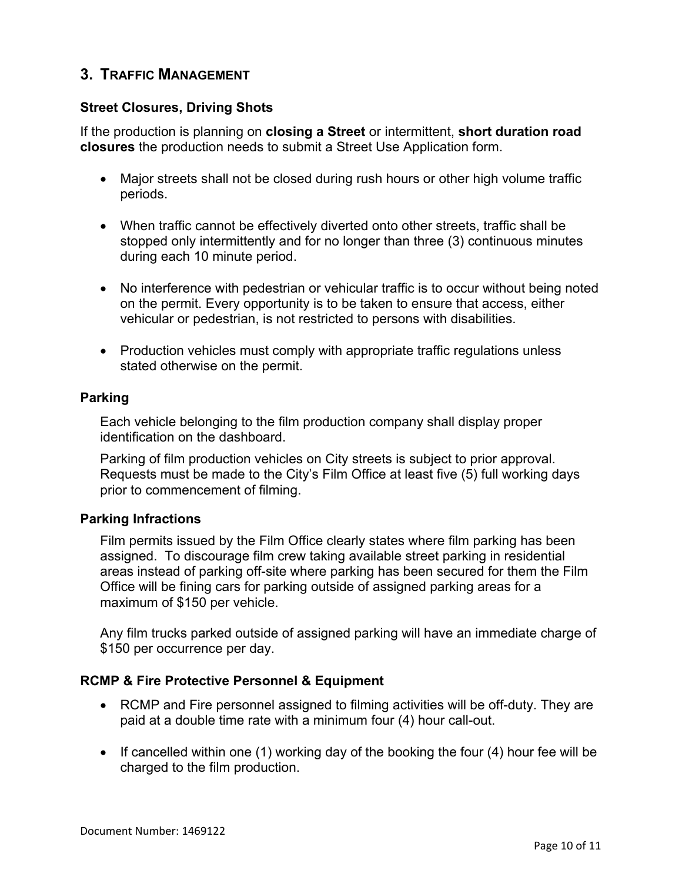## 3. Traffic Management

### Street Closures, Driving Shots

If the production is planning on **closing a Street** or intermittent, **short duration road closures** the production needs to submit a Street Use Application form.

- Major streets shall not be closed during rush hours or other high volume traffic periods.
- When traffic cannot be effectively diverted onto other streets, traffic shall be stopped only intermittently and for no longer than three (3) continuous minutes during each 10 minute period.
- No interference with pedestrian or vehicular traffic is to occur without being noted on the permit. Every opportunity is to be taken to ensure that access, either vehicular or pedestrian, is not restricted to persons with disabilities.
- Production vehicles must comply with appropriate traffic regulations unless stated otherwise on the permit.

### Parking

Each vehicle belonging to the film production company shall display proper identification on the dashboard.

Parking of film production vehicles on City streets is subject to prior approval. Requests must be made to the City's Film Office at least five (5) full working days prior to commencement of filming.

### Parking Infractions

Film permits issued by the Film Office clearly states where film parking has been assigned. To discourage film crew taking available street parking in residential areas instead of parking off-site where parking has been secured for them the Film Office will be fining cars for parking outside of assigned parking areas for a maximum of $150 per vehicle.

Any film trucks parked outside of assigned parking will have an immediate charge of $150 per occurrence per day.

### RCMP & Fire Protective Personnel & Equipment

- RCMP and Fire personnel assigned to filming activities will be off-duty. They are paid at a double time rate with a minimum four (4) hour call-out.
- If cancelled within one (1) working day of the booking the four (4) hour fee will be charged to the film production.

Document Number: 1469122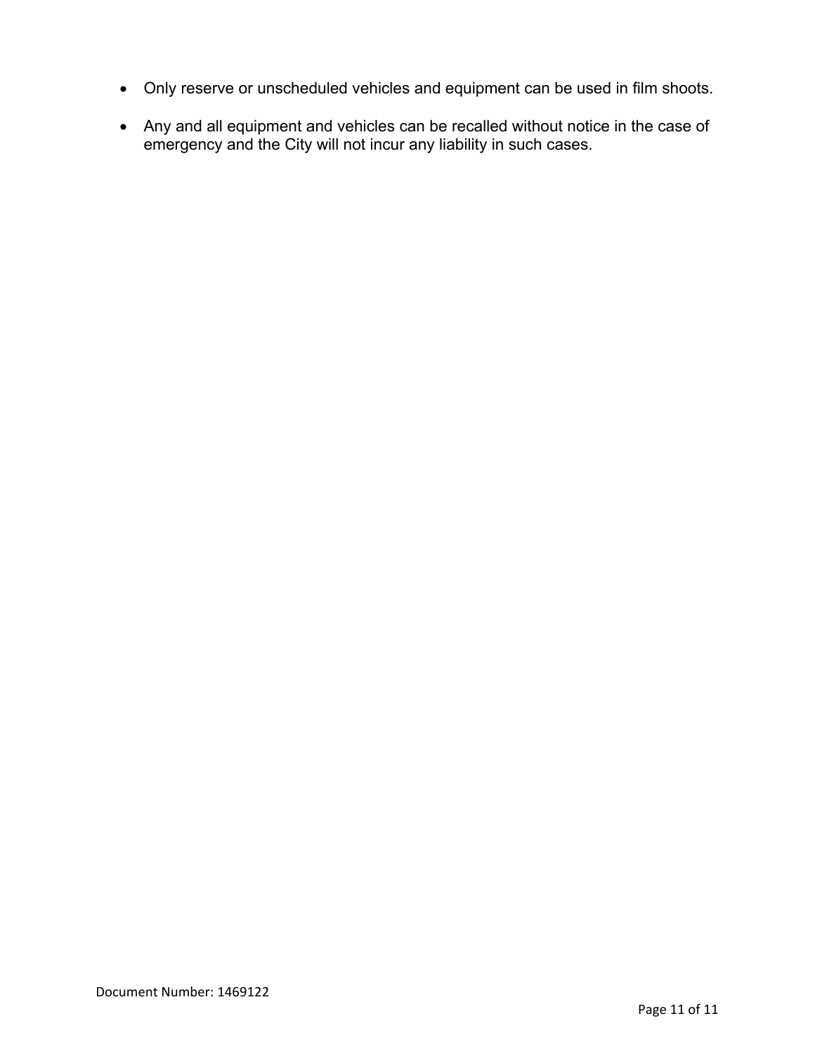- Only reserve or unscheduled vehicles and equipment can be used in film shoots.
- Any and all equipment and vehicles can be recalled without notice in the case of emergency and the City will not incur any liability in such cases.

Document Number: 1469122